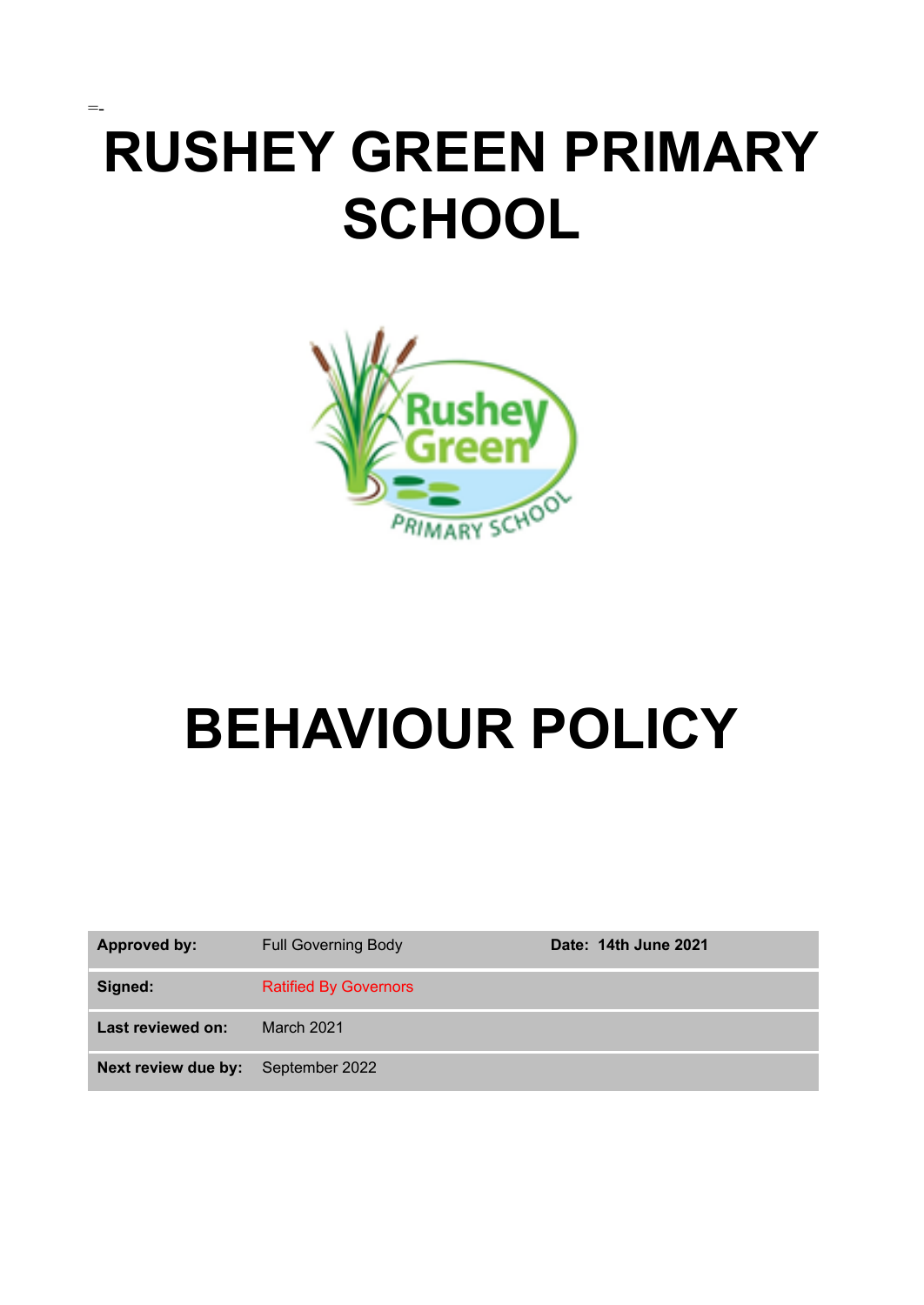=-

# RUSHEY GREEN PRIMARY SCHOOL

# BEHAVIOUR POLICY

| | | |
|---|---|---|
| **Approved by:** | Full Governing Body | **Date: 14th June 2021** |
| **Signed:** | Ratified By Governors | |
| **Last reviewed on:** | March 2021 | |
| **Next review due by:** | September 2022 | |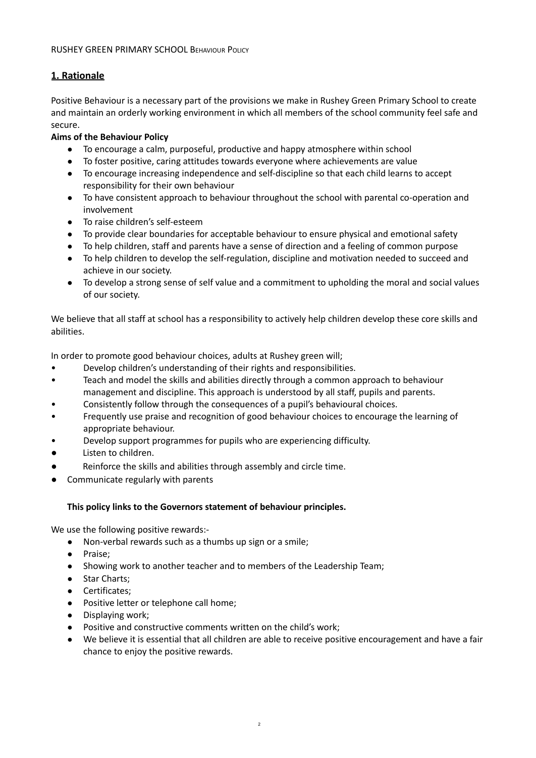RUSHEY GREEN PRIMARY SCHOOL BEHAVIOUR POLICY

## 1. Rationale

Positive Behaviour is a necessary part of the provisions we make in Rushey Green Primary School to create and maintain an orderly working environment in which all members of the school community feel safe and secure.

**Aims of the Behaviour Policy**

- To encourage a calm, purposeful, productive and happy atmosphere within school
- To foster positive, caring attitudes towards everyone where achievements are value
- To encourage increasing independence and self-discipline so that each child learns to accept responsibility for their own behaviour
- To have consistent approach to behaviour throughout the school with parental co-operation and involvement
- To raise children's self-esteem
- To provide clear boundaries for acceptable behaviour to ensure physical and emotional safety
- To help children, staff and parents have a sense of direction and a feeling of common purpose
- To help children to develop the self-regulation, discipline and motivation needed to succeed and achieve in our society.
- To develop a strong sense of self value and a commitment to upholding the moral and social values of our society.

We believe that all staff at school has a responsibility to actively help children develop these core skills and abilities.

In order to promote good behaviour choices, adults at Rushey green will;

- Develop children's understanding of their rights and responsibilities.
- Teach and model the skills and abilities directly through a common approach to behaviour management and discipline. This approach is understood by all staff, pupils and parents.
- Consistently follow through the consequences of a pupil's behavioural choices.
- Frequently use praise and recognition of good behaviour choices to encourage the learning of appropriate behaviour.
- Develop support programmes for pupils who are experiencing difficulty.
- Listen to children.
- Reinforce the skills and abilities through assembly and circle time.
- Communicate regularly with parents

**This policy links to the Governors statement of behaviour principles.**

We use the following positive rewards:-

- Non-verbal rewards such as a thumbs up sign or a smile;
- Praise;
- Showing work to another teacher and to members of the Leadership Team;
- Star Charts;
- Certificates;
- Positive letter or telephone call home;
- Displaying work;
- Positive and constructive comments written on the child's work;
- We believe it is essential that all children are able to receive positive encouragement and have a fair chance to enjoy the positive rewards.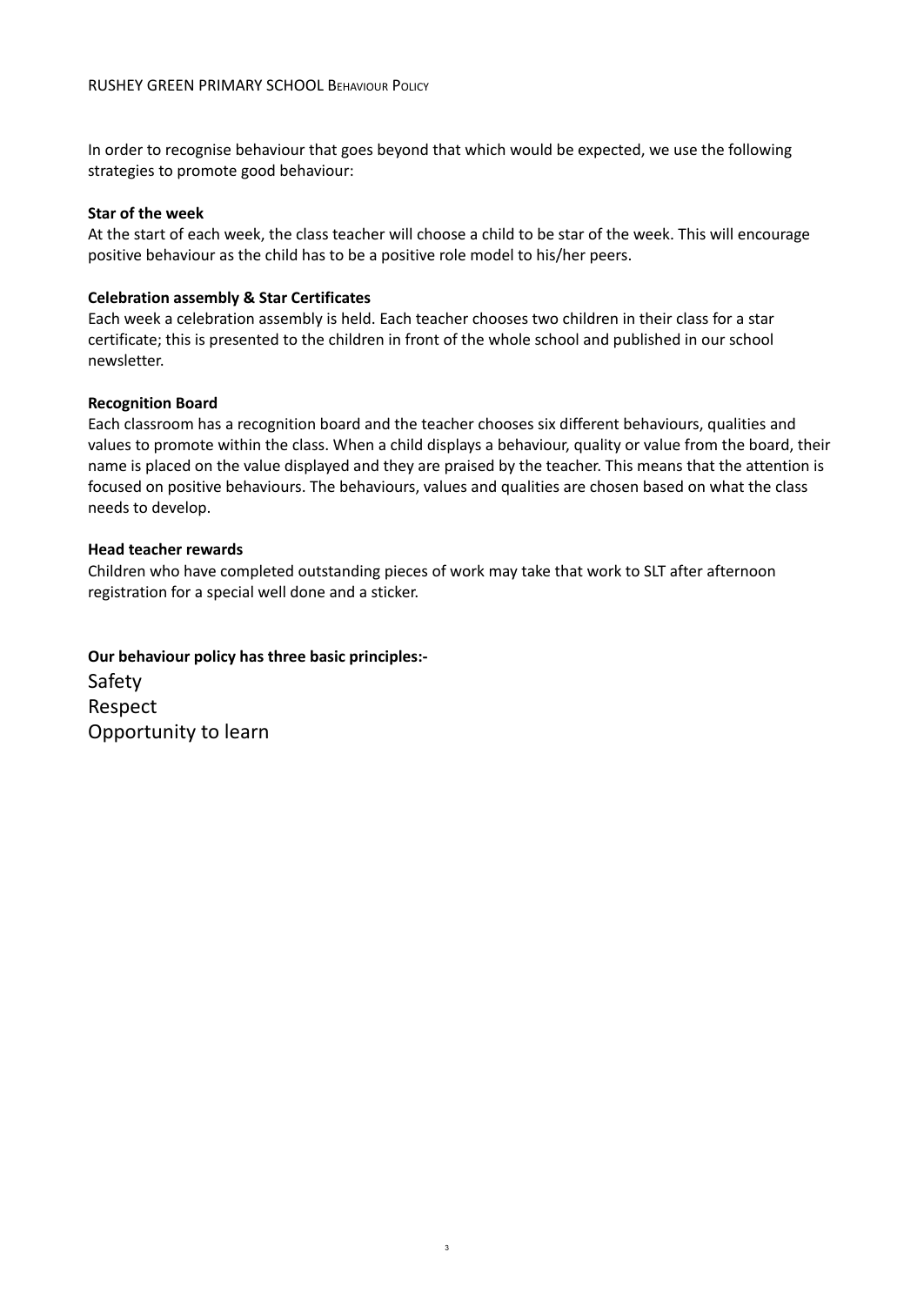In order to recognise behaviour that goes beyond that which would be expected, we use the following strategies to promote good behaviour:

**Star of the week**
At the start of each week, the class teacher will choose a child to be star of the week. This will encourage positive behaviour as the child has to be a positive role model to his/her peers.

**Celebration assembly & Star Certificates**
Each week a celebration assembly is held. Each teacher chooses two children in their class for a star certificate; this is presented to the children in front of the whole school and published in our school newsletter.

**Recognition Board**
Each classroom has a recognition board and the teacher chooses six different behaviours, qualities and values to promote within the class. When a child displays a behaviour, quality or value from the board, their name is placed on the value displayed and they are praised by the teacher. This means that the attention is focused on positive behaviours. The behaviours, values and qualities are chosen based on what the class needs to develop.

**Head teacher rewards**
Children who have completed outstanding pieces of work may take that work to SLT after afternoon registration for a special well done and a sticker.

**Our behaviour policy has three basic principles:-**

Safety
Respect
Opportunity to learn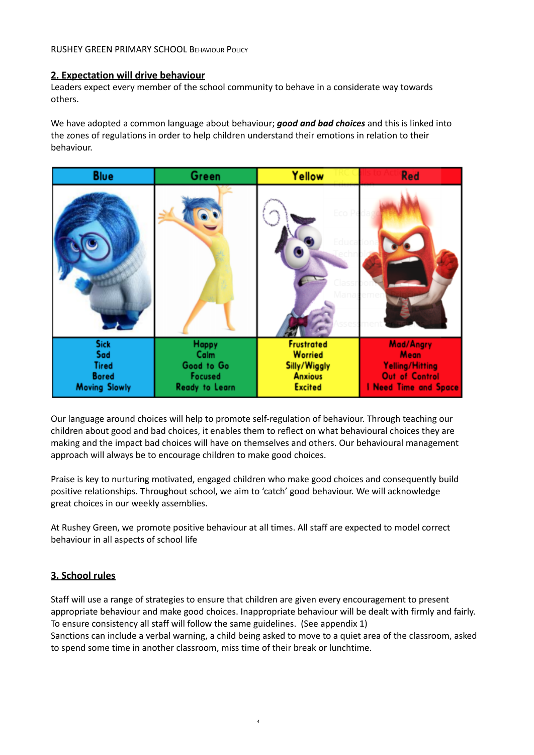## 2. Expectation will drive behaviour

Leaders expect every member of the school community to behave in a considerate way towards others.

We have adopted a common language about behaviour; ***good and bad choices*** and this is linked into the zones of regulations in order to help children understand their emotions in relation to their behaviour.

| Blue | Green | Yellow | Red |
|---|---|---|---|
| Sick<br>Sad<br>Tired<br>Bored<br>Moving Slowly | Happy<br>Calm<br>Good to Go<br>Focused<br>Ready to Learn | Frustrated<br>Worried<br>Silly/Wiggly<br>Anxious<br>Excited | Mad/Angry<br>Mean<br>Yelling/Hitting<br>Out of Control<br>I Need Time and Space |

Our language around choices will help to promote self-regulation of behaviour. Through teaching our children about good and bad choices, it enables them to reflect on what behavioural choices they are making and the impact bad choices will have on themselves and others. Our behavioural management approach will always be to encourage children to make good choices.

Praise is key to nurturing motivated, engaged children who make good choices and consequently build positive relationships. Throughout school, we aim to 'catch' good behaviour. We will acknowledge great choices in our weekly assemblies.

At Rushey Green, we promote positive behaviour at all times. All staff are expected to model correct behaviour in all aspects of school life

## 3. School rules

Staff will use a range of strategies to ensure that children are given every encouragement to present appropriate behaviour and make good choices. Inappropriate behaviour will be dealt with firmly and fairly. To ensure consistency all staff will follow the same guidelines. (See appendix 1)
Sanctions can include a verbal warning, a child being asked to move to a quiet area of the classroom, asked to spend some time in another classroom, miss time of their break or lunchtime.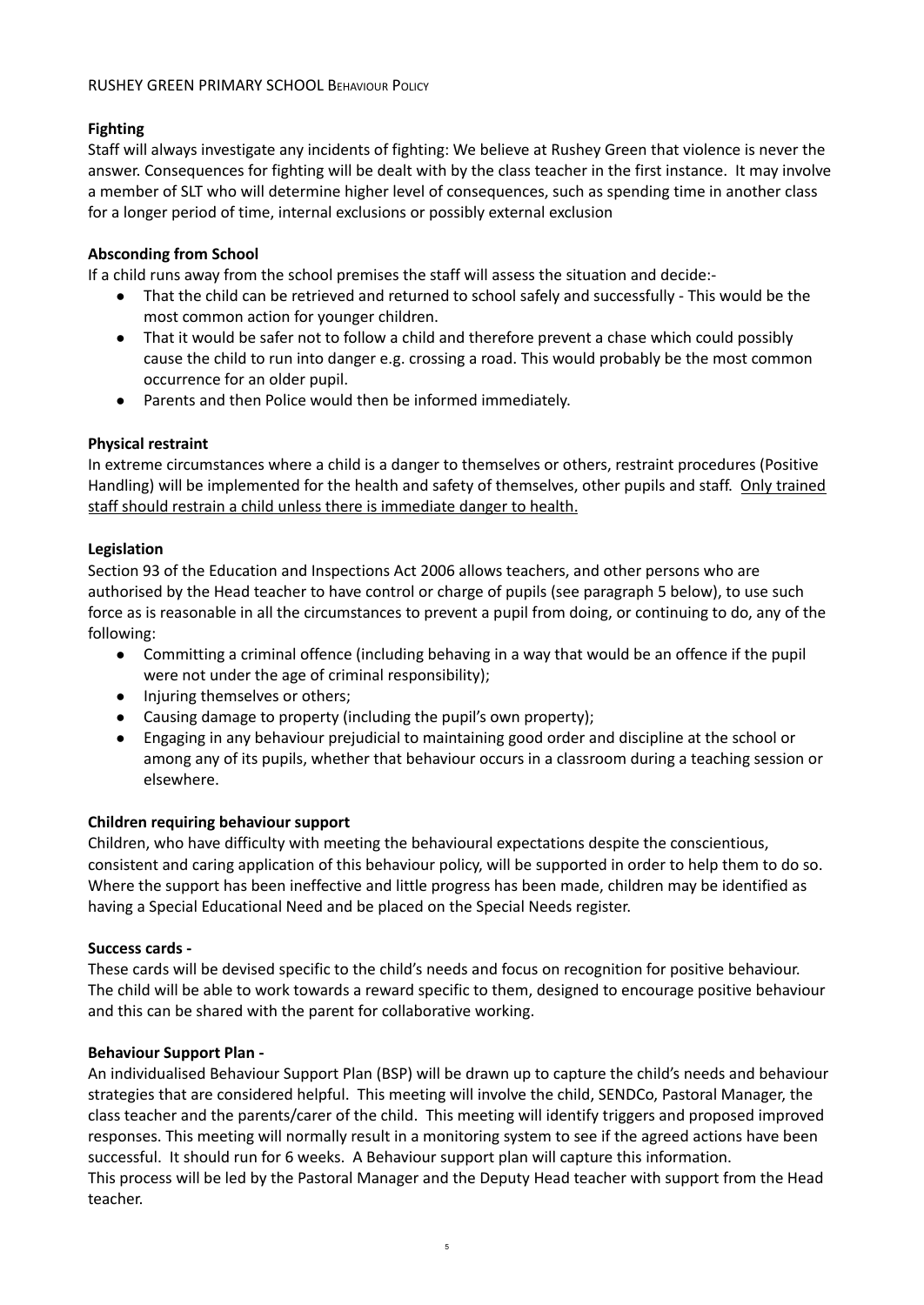**Fighting**

Staff will always investigate any incidents of fighting: We believe at Rushey Green that violence is never the answer. Consequences for fighting will be dealt with by the class teacher in the first instance. It may involve a member of SLT who will determine higher level of consequences, such as spending time in another class for a longer period of time, internal exclusions or possibly external exclusion

**Absconding from School**

If a child runs away from the school premises the staff will assess the situation and decide:-

- That the child can be retrieved and returned to school safely and successfully - This would be the most common action for younger children.
- That it would be safer not to follow a child and therefore prevent a chase which could possibly cause the child to run into danger e.g. crossing a road. This would probably be the most common occurrence for an older pupil.
- Parents and then Police would then be informed immediately.

**Physical restraint**

In extreme circumstances where a child is a danger to themselves or others, restraint procedures (Positive Handling) will be implemented for the health and safety of themselves, other pupils and staff. <u>Only trained staff should restrain a child unless there is immediate danger to health.</u>

**Legislation**

Section 93 of the Education and Inspections Act 2006 allows teachers, and other persons who are authorised by the Head teacher to have control or charge of pupils (see paragraph 5 below), to use such force as is reasonable in all the circumstances to prevent a pupil from doing, or continuing to do, any of the following:

- Committing a criminal offence (including behaving in a way that would be an offence if the pupil were not under the age of criminal responsibility);
- Injuring themselves or others;
- Causing damage to property (including the pupil's own property);
- Engaging in any behaviour prejudicial to maintaining good order and discipline at the school or among any of its pupils, whether that behaviour occurs in a classroom during a teaching session or elsewhere.

**Children requiring behaviour support**

Children, who have difficulty with meeting the behavioural expectations despite the conscientious, consistent and caring application of this behaviour policy, will be supported in order to help them to do so. Where the support has been ineffective and little progress has been made, children may be identified as having a Special Educational Need and be placed on the Special Needs register.

**Success cards -**

These cards will be devised specific to the child's needs and focus on recognition for positive behaviour. The child will be able to work towards a reward specific to them, designed to encourage positive behaviour and this can be shared with the parent for collaborative working.

**Behaviour Support Plan -**

An individualised Behaviour Support Plan (BSP) will be drawn up to capture the child's needs and behaviour strategies that are considered helpful. This meeting will involve the child, SENDCo, Pastoral Manager, the class teacher and the parents/carer of the child. This meeting will identify triggers and proposed improved responses. This meeting will normally result in a monitoring system to see if the agreed actions have been successful. It should run for 6 weeks. A Behaviour support plan will capture this information.

This process will be led by the Pastoral Manager and the Deputy Head teacher with support from the Head teacher.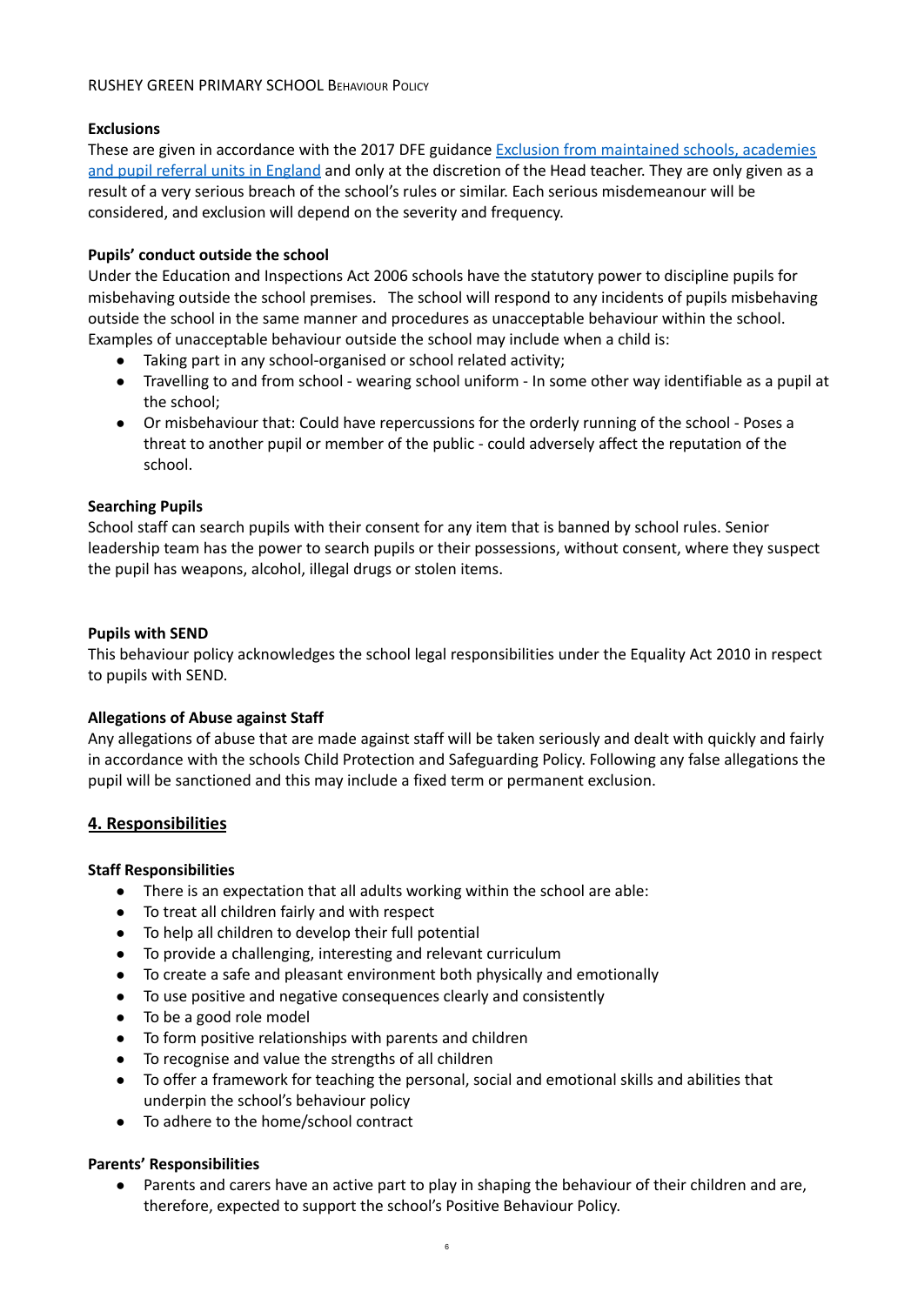### Exclusions

These are given in accordance with the 2017 DFE guidance [Exclusion from maintained schools, academies and pupil referral units in England]() and only at the discretion of the Head teacher. They are only given as a result of a very serious breach of the school's rules or similar. Each serious misdemeanour will be considered, and exclusion will depend on the severity and frequency.

### Pupils' conduct outside the school

Under the Education and Inspections Act 2006 schools have the statutory power to discipline pupils for misbehaving outside the school premises. The school will respond to any incidents of pupils misbehaving outside the school in the same manner and procedures as unacceptable behaviour within the school. Examples of unacceptable behaviour outside the school may include when a child is:

- Taking part in any school-organised or school related activity;
- Travelling to and from school - wearing school uniform - In some other way identifiable as a pupil at the school;
- Or misbehaviour that: Could have repercussions for the orderly running of the school - Poses a threat to another pupil or member of the public - could adversely affect the reputation of the school.

### Searching Pupils

School staff can search pupils with their consent for any item that is banned by school rules. Senior leadership team has the power to search pupils or their possessions, without consent, where they suspect the pupil has weapons, alcohol, illegal drugs or stolen items.

### Pupils with SEND

This behaviour policy acknowledges the school legal responsibilities under the Equality Act 2010 in respect to pupils with SEND.

### Allegations of Abuse against Staff

Any allegations of abuse that are made against staff will be taken seriously and dealt with quickly and fairly in accordance with the schools Child Protection and Safeguarding Policy. Following any false allegations the pupil will be sanctioned and this may include a fixed term or permanent exclusion.

## 4. Responsibilities

### Staff Responsibilities

- There is an expectation that all adults working within the school are able:
- To treat all children fairly and with respect
- To help all children to develop their full potential
- To provide a challenging, interesting and relevant curriculum
- To create a safe and pleasant environment both physically and emotionally
- To use positive and negative consequences clearly and consistently
- To be a good role model
- To form positive relationships with parents and children
- To recognise and value the strengths of all children
- To offer a framework for teaching the personal, social and emotional skills and abilities that underpin the school's behaviour policy
- To adhere to the home/school contract

### Parents' Responsibilities

- Parents and carers have an active part to play in shaping the behaviour of their children and are, therefore, expected to support the school's Positive Behaviour Policy.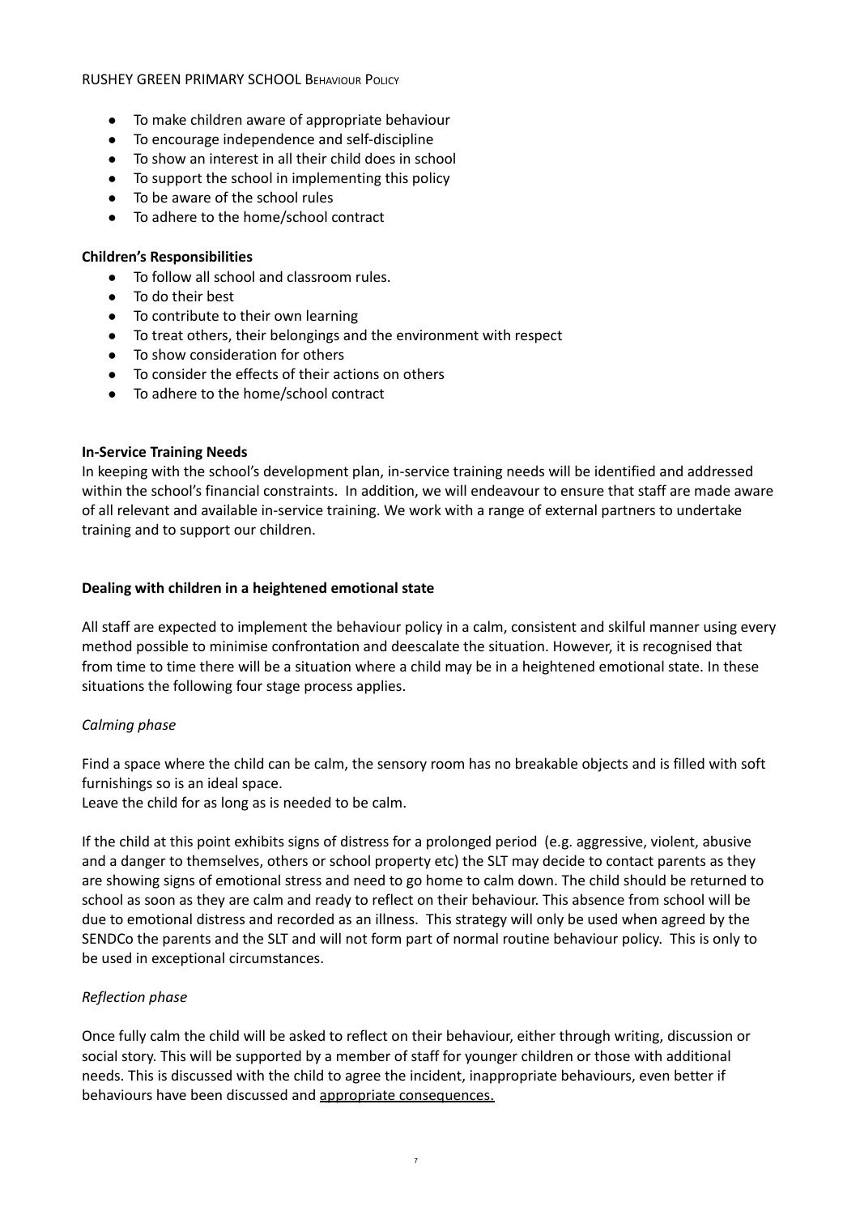- To make children aware of appropriate behaviour
- To encourage independence and self-discipline
- To show an interest in all their child does in school
- To support the school in implementing this policy
- To be aware of the school rules
- To adhere to the home/school contract

**Children's Responsibilities**

- To follow all school and classroom rules.
- To do their best
- To contribute to their own learning
- To treat others, their belongings and the environment with respect
- To show consideration for others
- To consider the effects of their actions on others
- To adhere to the home/school contract

**In-Service Training Needs**

In keeping with the school's development plan, in-service training needs will be identified and addressed within the school's financial constraints. In addition, we will endeavour to ensure that staff are made aware of all relevant and available in-service training. We work with a range of external partners to undertake training and to support our children.

**Dealing with children in a heightened emotional state**

All staff are expected to implement the behaviour policy in a calm, consistent and skilful manner using every method possible to minimise confrontation and deescalate the situation. However, it is recognised that from time to time there will be a situation where a child may be in a heightened emotional state. In these situations the following four stage process applies.

*Calming phase*

Find a space where the child can be calm, the sensory room has no breakable objects and is filled with soft furnishings so is an ideal space.
Leave the child for as long as is needed to be calm.

If the child at this point exhibits signs of distress for a prolonged period (e.g. aggressive, violent, abusive and a danger to themselves, others or school property etc) the SLT may decide to contact parents as they are showing signs of emotional stress and need to go home to calm down. The child should be returned to school as soon as they are calm and ready to reflect on their behaviour. This absence from school will be due to emotional distress and recorded as an illness. This strategy will only be used when agreed by the SENDCo the parents and the SLT and will not form part of normal routine behaviour policy. This is only to be used in exceptional circumstances.

*Reflection phase*

Once fully calm the child will be asked to reflect on their behaviour, either through writing, discussion or social story. This will be supported by a member of staff for younger children or those with additional needs. This is discussed with the child to agree the incident, inappropriate behaviours, even better if behaviours have been discussed and appropriate consequences.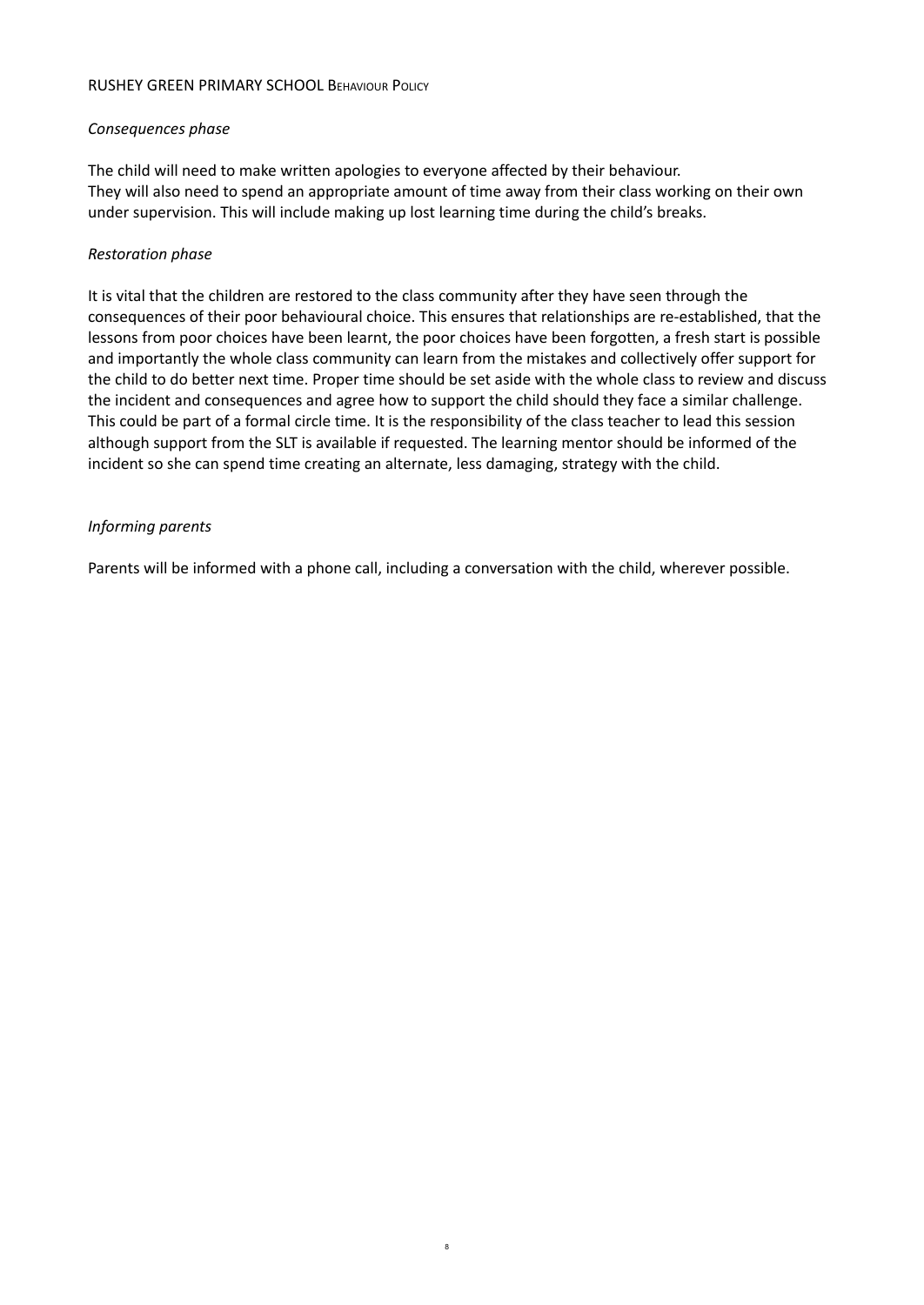*Consequences phase*

The child will need to make written apologies to everyone affected by their behaviour.
They will also need to spend an appropriate amount of time away from their class working on their own under supervision. This will include making up lost learning time during the child's breaks.

*Restoration phase*

It is vital that the children are restored to the class community after they have seen through the consequences of their poor behavioural choice. This ensures that relationships are re-established, that the lessons from poor choices have been learnt, the poor choices have been forgotten, a fresh start is possible and importantly the whole class community can learn from the mistakes and collectively offer support for the child to do better next time. Proper time should be set aside with the whole class to review and discuss the incident and consequences and agree how to support the child should they face a similar challenge. This could be part of a formal circle time. It is the responsibility of the class teacher to lead this session although support from the SLT is available if requested. The learning mentor should be informed of the incident so she can spend time creating an alternate, less damaging, strategy with the child.

*Informing parents*

Parents will be informed with a phone call, including a conversation with the child, wherever possible.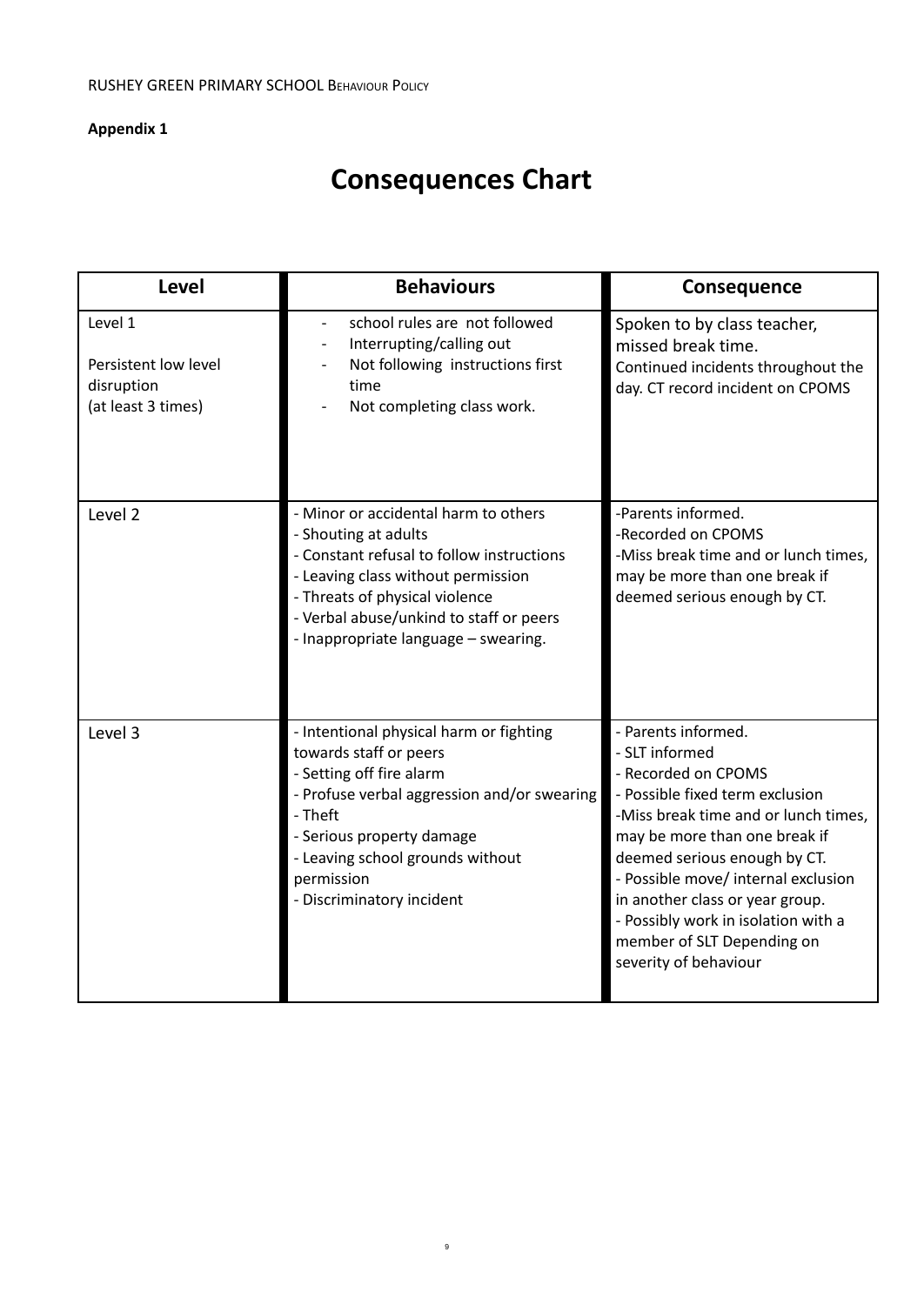**Appendix 1**

# Consequences Chart

| Level | Behaviours | Consequence |
|---|---|---|
| Level 1<br><br>Persistent low level disruption<br>(at least 3 times) | - school rules are not followed<br>- Interrupting/calling out<br>- Not following instructions first time<br>- Not completing class work. | Spoken to by class teacher, missed break time.<br>Continued incidents throughout the day. CT record incident on CPOMS |
| Level 2 | - Minor or accidental harm to others<br>- Shouting at adults<br>- Constant refusal to follow instructions<br>- Leaving class without permission<br>- Threats of physical violence<br>- Verbal abuse/unkind to staff or peers<br>- Inappropriate language – swearing. | -Parents informed.<br>-Recorded on CPOMS<br>-Miss break time and or lunch times, may be more than one break if deemed serious enough by CT. |
| Level 3 | - Intentional physical harm or fighting towards staff or peers<br>- Setting off fire alarm<br>- Profuse verbal aggression and/or swearing<br>- Theft<br>- Serious property damage<br>- Leaving school grounds without permission<br>- Discriminatory incident | - Parents informed.<br>- SLT informed<br>- Recorded on CPOMS<br>- Possible fixed term exclusion<br>-Miss break time and or lunch times, may be more than one break if deemed serious enough by CT.<br>- Possible move/ internal exclusion in another class or year group.<br>- Possibly work in isolation with a member of SLT Depending on severity of behaviour |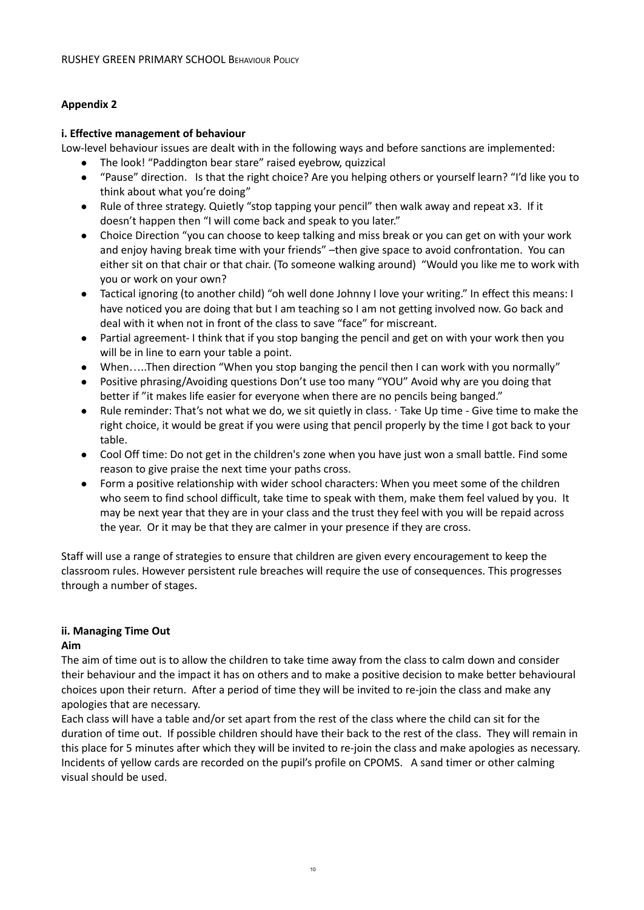**Appendix 2**

**i. Effective management of behaviour**

Low-level behaviour issues are dealt with in the following ways and before sanctions are implemented:

- The look! "Paddington bear stare" raised eyebrow, quizzical
- "Pause" direction. Is that the right choice? Are you helping others or yourself learn? "I'd like you to think about what you're doing"
- Rule of three strategy. Quietly "stop tapping your pencil" then walk away and repeat x3. If it doesn't happen then "I will come back and speak to you later."
- Choice Direction "you can choose to keep talking and miss break or you can get on with your work and enjoy having break time with your friends" –then give space to avoid confrontation. You can either sit on that chair or that chair. (To someone walking around) "Would you like me to work with you or work on your own?
- Tactical ignoring (to another child) "oh well done Johnny I love your writing." In effect this means: I have noticed you are doing that but I am teaching so I am not getting involved now. Go back and deal with it when not in front of the class to save "face" for miscreant.
- Partial agreement- I think that if you stop banging the pencil and get on with your work then you will be in line to earn your table a point.
- When…..Then direction "When you stop banging the pencil then I can work with you normally"
- Positive phrasing/Avoiding questions Don't use too many "YOU" Avoid why are you doing that better if "it makes life easier for everyone when there are no pencils being banged."
- Rule reminder: That's not what we do, we sit quietly in class. · Take Up time - Give time to make the right choice, it would be great if you were using that pencil properly by the time I got back to your table.
- Cool Off time: Do not get in the children's zone when you have just won a small battle. Find some reason to give praise the next time your paths cross.
- Form a positive relationship with wider school characters: When you meet some of the children who seem to find school difficult, take time to speak with them, make them feel valued by you. It may be next year that they are in your class and the trust they feel with you will be repaid across the year. Or it may be that they are calmer in your presence if they are cross.

Staff will use a range of strategies to ensure that children are given every encouragement to keep the classroom rules. However persistent rule breaches will require the use of consequences. This progresses through a number of stages.

**ii. Managing Time Out**

**Aim**

The aim of time out is to allow the children to take time away from the class to calm down and consider their behaviour and the impact it has on others and to make a positive decision to make better behavioural choices upon their return. After a period of time they will be invited to re-join the class and make any apologies that are necessary.

Each class will have a table and/or set apart from the rest of the class where the child can sit for the duration of time out. If possible children should have their back to the rest of the class. They will remain in this place for 5 minutes after which they will be invited to re-join the class and make apologies as necessary. Incidents of yellow cards are recorded on the pupil's profile on CPOMS. A sand timer or other calming visual should be used.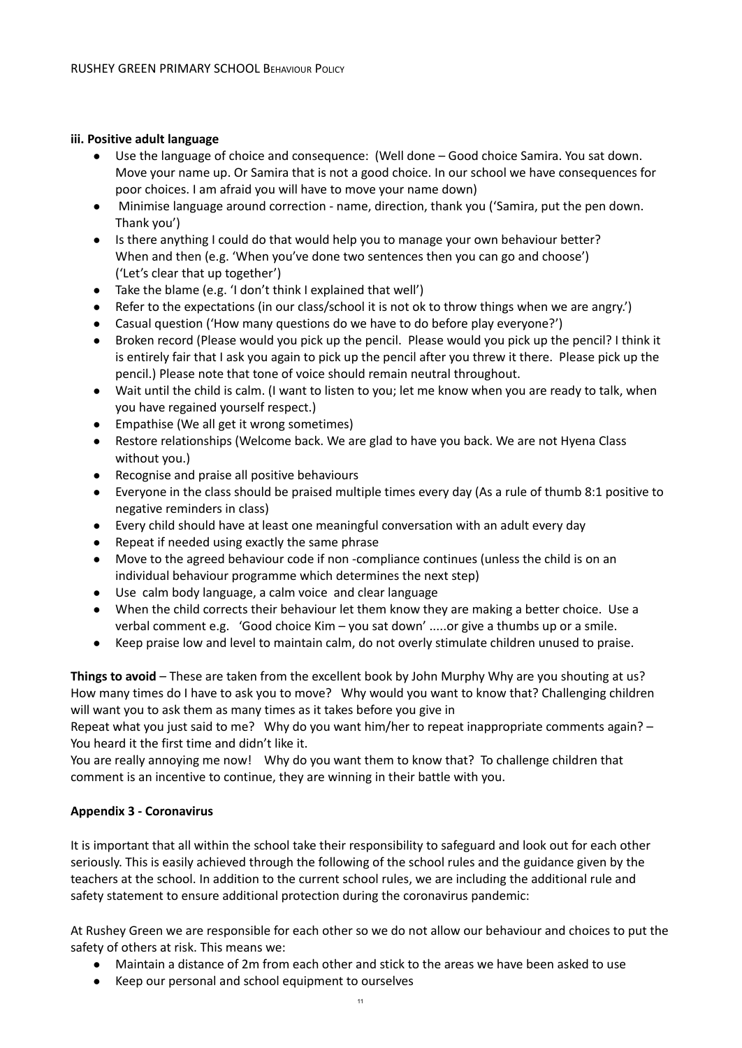**iii. Positive adult language**

- Use the language of choice and consequence: (Well done – Good choice Samira. You sat down. Move your name up. Or Samira that is not a good choice. In our school we have consequences for poor choices. I am afraid you will have to move your name down)
- Minimise language around correction - name, direction, thank you ('Samira, put the pen down. Thank you')
- Is there anything I could do that would help you to manage your own behaviour better? When and then (e.g. 'When you've done two sentences then you can go and choose') ('Let's clear that up together')
- Take the blame (e.g. 'I don't think I explained that well')
- Refer to the expectations (in our class/school it is not ok to throw things when we are angry.')
- Casual question ('How many questions do we have to do before play everyone?')
- Broken record (Please would you pick up the pencil. Please would you pick up the pencil? I think it is entirely fair that I ask you again to pick up the pencil after you threw it there. Please pick up the pencil.) Please note that tone of voice should remain neutral throughout.
- Wait until the child is calm. (I want to listen to you; let me know when you are ready to talk, when you have regained yourself respect.)
- Empathise (We all get it wrong sometimes)
- Restore relationships (Welcome back. We are glad to have you back. We are not Hyena Class without you.)
- Recognise and praise all positive behaviours
- Everyone in the class should be praised multiple times every day (As a rule of thumb 8:1 positive to negative reminders in class)
- Every child should have at least one meaningful conversation with an adult every day
- Repeat if needed using exactly the same phrase
- Move to the agreed behaviour code if non -compliance continues (unless the child is on an individual behaviour programme which determines the next step)
- Use calm body language, a calm voice and clear language
- When the child corrects their behaviour let them know they are making a better choice. Use a verbal comment e.g. 'Good choice Kim – you sat down' .....or give a thumbs up or a smile.
- Keep praise low and level to maintain calm, do not overly stimulate children unused to praise.

**Things to avoid** – These are taken from the excellent book by John Murphy Why are you shouting at us? How many times do I have to ask you to move? Why would you want to know that? Challenging children will want you to ask them as many times as it takes before you give in

Repeat what you just said to me? Why do you want him/her to repeat inappropriate comments again? – You heard it the first time and didn't like it.

You are really annoying me now! Why do you want them to know that? To challenge children that comment is an incentive to continue, they are winning in their battle with you.

**Appendix 3 - Coronavirus**

It is important that all within the school take their responsibility to safeguard and look out for each other seriously. This is easily achieved through the following of the school rules and the guidance given by the teachers at the school. In addition to the current school rules, we are including the additional rule and safety statement to ensure additional protection during the coronavirus pandemic:

At Rushey Green we are responsible for each other so we do not allow our behaviour and choices to put the safety of others at risk. This means we:

- Maintain a distance of 2m from each other and stick to the areas we have been asked to use
- Keep our personal and school equipment to ourselves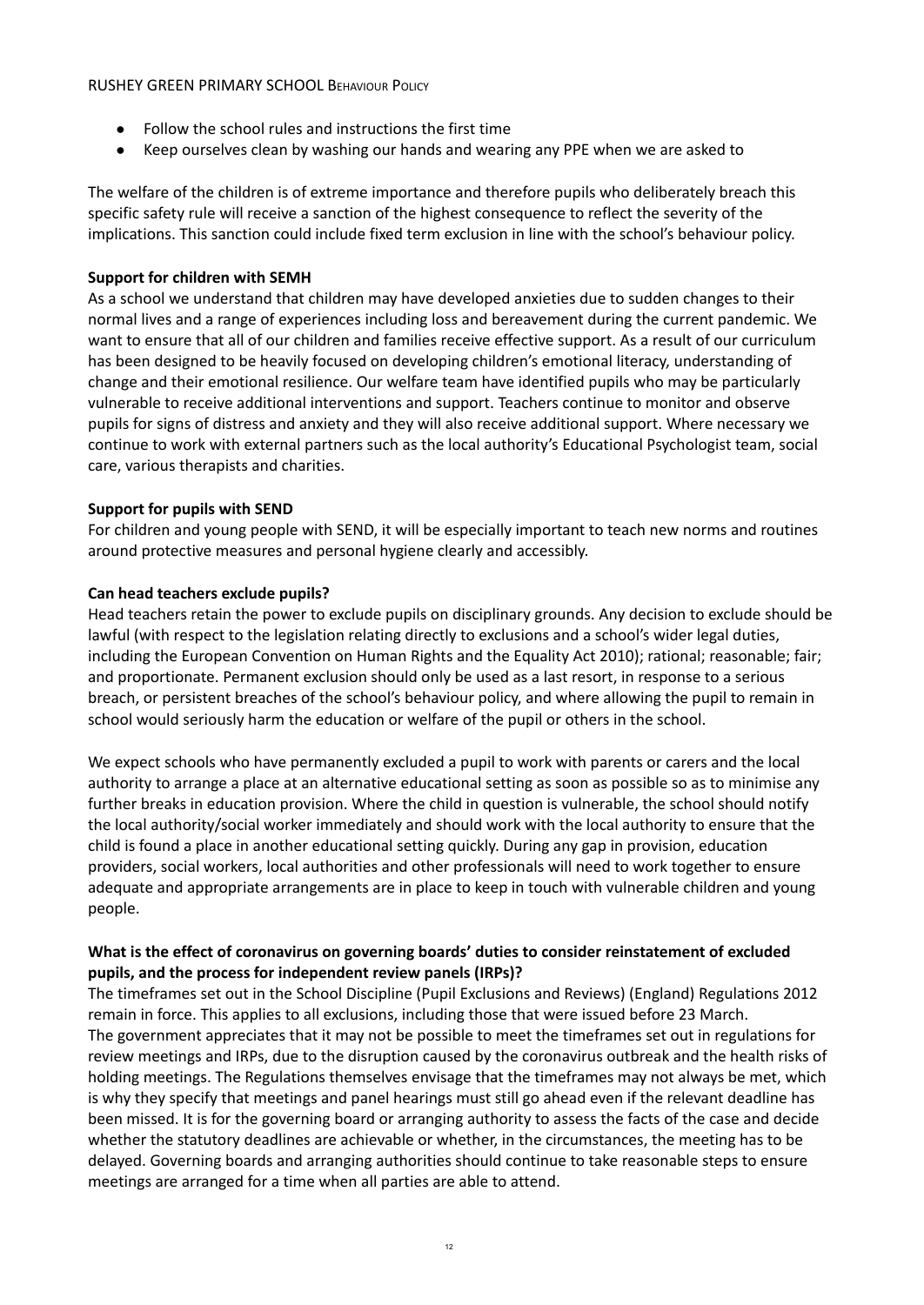- Follow the school rules and instructions the first time
- Keep ourselves clean by washing our hands and wearing any PPE when we are asked to

The welfare of the children is of extreme importance and therefore pupils who deliberately breach this specific safety rule will receive a sanction of the highest consequence to reflect the severity of the implications. This sanction could include fixed term exclusion in line with the school's behaviour policy.

**Support for children with SEMH**

As a school we understand that children may have developed anxieties due to sudden changes to their normal lives and a range of experiences including loss and bereavement during the current pandemic. We want to ensure that all of our children and families receive effective support. As a result of our curriculum has been designed to be heavily focused on developing children's emotional literacy, understanding of change and their emotional resilience. Our welfare team have identified pupils who may be particularly vulnerable to receive additional interventions and support. Teachers continue to monitor and observe pupils for signs of distress and anxiety and they will also receive additional support. Where necessary we continue to work with external partners such as the local authority's Educational Psychologist team, social care, various therapists and charities.

**Support for pupils with SEND**

For children and young people with SEND, it will be especially important to teach new norms and routines around protective measures and personal hygiene clearly and accessibly.

**Can head teachers exclude pupils?**

Head teachers retain the power to exclude pupils on disciplinary grounds. Any decision to exclude should be lawful (with respect to the legislation relating directly to exclusions and a school's wider legal duties, including the European Convention on Human Rights and the Equality Act 2010); rational; reasonable; fair; and proportionate. Permanent exclusion should only be used as a last resort, in response to a serious breach, or persistent breaches of the school's behaviour policy, and where allowing the pupil to remain in school would seriously harm the education or welfare of the pupil or others in the school.

We expect schools who have permanently excluded a pupil to work with parents or carers and the local authority to arrange a place at an alternative educational setting as soon as possible so as to minimise any further breaks in education provision. Where the child in question is vulnerable, the school should notify the local authority/social worker immediately and should work with the local authority to ensure that the child is found a place in another educational setting quickly. During any gap in provision, education providers, social workers, local authorities and other professionals will need to work together to ensure adequate and appropriate arrangements are in place to keep in touch with vulnerable children and young people.

**What is the effect of coronavirus on governing boards' duties to consider reinstatement of excluded pupils, and the process for independent review panels (IRPs)?**

The timeframes set out in the School Discipline (Pupil Exclusions and Reviews) (England) Regulations 2012 remain in force. This applies to all exclusions, including those that were issued before 23 March.
The government appreciates that it may not be possible to meet the timeframes set out in regulations for review meetings and IRPs, due to the disruption caused by the coronavirus outbreak and the health risks of holding meetings. The Regulations themselves envisage that the timeframes may not always be met, which is why they specify that meetings and panel hearings must still go ahead even if the relevant deadline has been missed. It is for the governing board or arranging authority to assess the facts of the case and decide whether the statutory deadlines are achievable or whether, in the circumstances, the meeting has to be delayed. Governing boards and arranging authorities should continue to take reasonable steps to ensure meetings are arranged for a time when all parties are able to attend.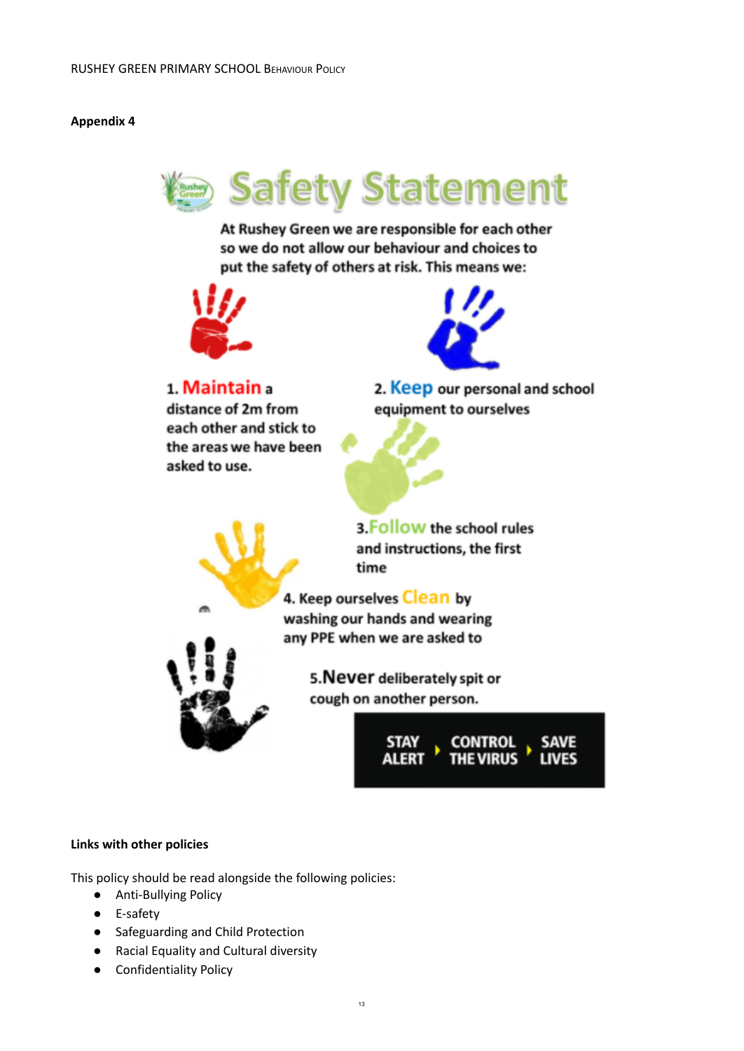**Appendix 4**

# Safety Statement

At Rushey Green we are responsible for each other so we do not allow our behaviour and choices to put the safety of others at risk. This means we:

1. **Maintain** a distance of 2m from each other and stick to the areas we have been asked to use.

2. **Keep** our personal and school equipment to ourselves

3. **Follow** the school rules and instructions, the first time

4. Keep ourselves **Clean** by washing our hands and wearing any PPE when we are asked to

5. **Never** deliberately spit or cough on another person.

STAY ALERT ▸ CONTROL THE VIRUS ▸ SAVE LIVES

**Links with other policies**

This policy should be read alongside the following policies:

- Anti-Bullying Policy
- E-safety
- Safeguarding and Child Protection
- Racial Equality and Cultural diversity
- Confidentiality Policy